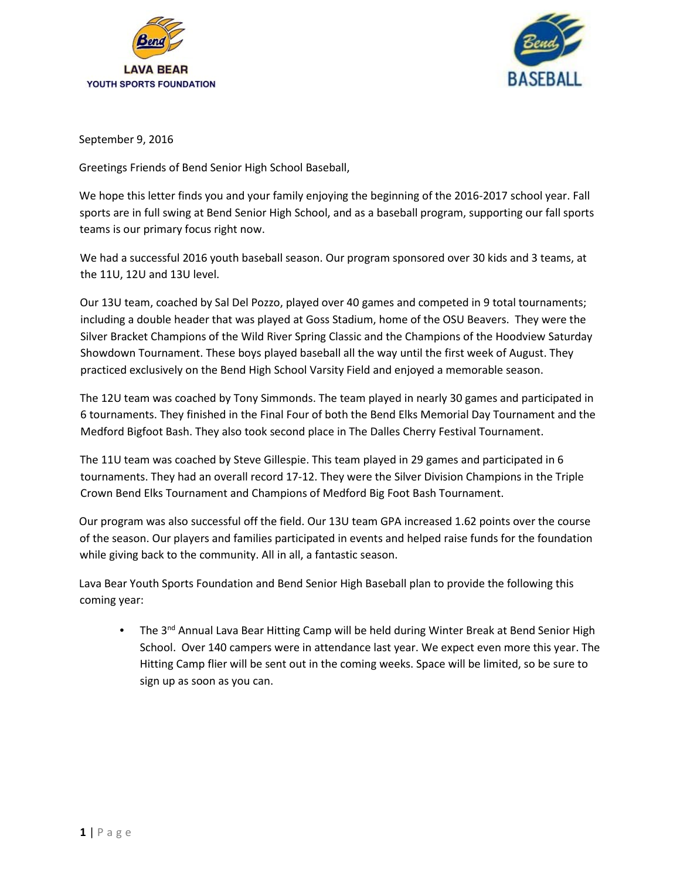LAVA BEAR
YOUTH SPORTS FOUNDATION

BASEBALL

September 9, 2016

Greetings Friends of Bend Senior High School Baseball,

We hope this letter finds you and your family enjoying the beginning of the 2016-2017 school year. Fall sports are in full swing at Bend Senior High School, and as a baseball program, supporting our fall sports teams is our primary focus right now.

We had a successful 2016 youth baseball season. Our program sponsored over 30 kids and 3 teams, at the 11U, 12U and 13U level.

Our 13U team, coached by Sal Del Pozzo, played over 40 games and competed in 9 total tournaments; including a double header that was played at Goss Stadium, home of the OSU Beavers. They were the Silver Bracket Champions of the Wild River Spring Classic and the Champions of the Hoodview Saturday Showdown Tournament. These boys played baseball all the way until the first week of August. They practiced exclusively on the Bend High School Varsity Field and enjoyed a memorable season.

The 12U team was coached by Tony Simmonds. The team played in nearly 30 games and participated in 6 tournaments. They finished in the Final Four of both the Bend Elks Memorial Day Tournament and the Medford Bigfoot Bash. They also took second place in The Dalles Cherry Festival Tournament.

The 11U team was coached by Steve Gillespie. This team played in 29 games and participated in 6 tournaments. They had an overall record 17-12. They were the Silver Division Champions in the Triple Crown Bend Elks Tournament and Champions of Medford Big Foot Bash Tournament.

Our program was also successful off the field. Our 13U team GPA increased 1.62 points over the course of the season. Our players and families participated in events and helped raise funds for the foundation while giving back to the community. All in all, a fantastic season.

Lava Bear Youth Sports Foundation and Bend Senior High Baseball plan to provide the following this coming year:

- The 3rd Annual Lava Bear Hitting Camp will be held during Winter Break at Bend Senior High School. Over 140 campers were in attendance last year. We expect even more this year. The Hitting Camp flier will be sent out in the coming weeks. Space will be limited, so be sure to sign up as soon as you can.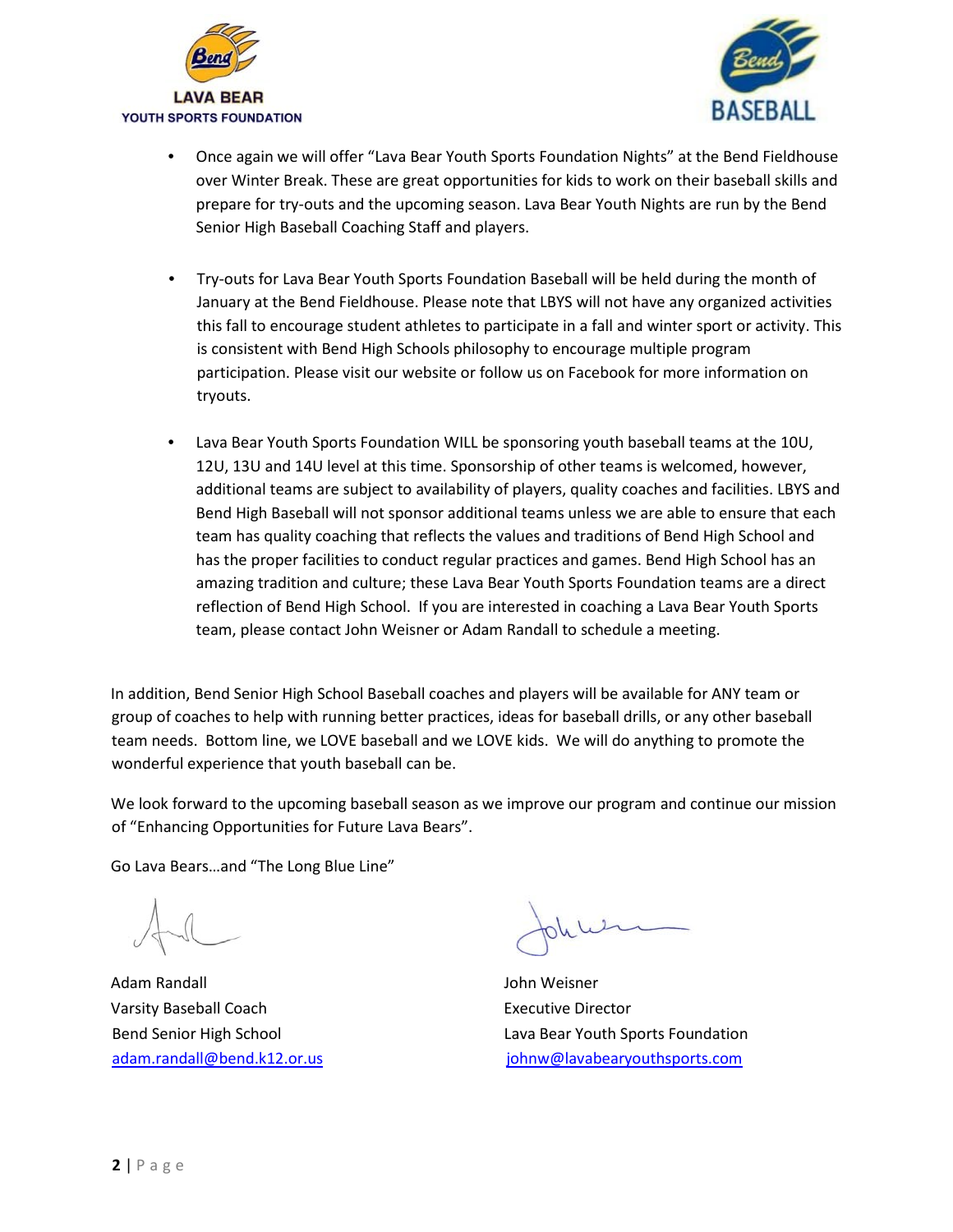- Once again we will offer "Lava Bear Youth Sports Foundation Nights" at the Bend Fieldhouse over Winter Break. These are great opportunities for kids to work on their baseball skills and prepare for try-outs and the upcoming season. Lava Bear Youth Nights are run by the Bend Senior High Baseball Coaching Staff and players.

- Try-outs for Lava Bear Youth Sports Foundation Baseball will be held during the month of January at the Bend Fieldhouse. Please note that LBYS will not have any organized activities this fall to encourage student athletes to participate in a fall and winter sport or activity. This is consistent with Bend High Schools philosophy to encourage multiple program participation. Please visit our website or follow us on Facebook for more information on tryouts.

- Lava Bear Youth Sports Foundation WILL be sponsoring youth baseball teams at the 10U, 12U, 13U and 14U level at this time. Sponsorship of other teams is welcomed, however, additional teams are subject to availability of players, quality coaches and facilities. LBYS and Bend High Baseball will not sponsor additional teams unless we are able to ensure that each team has quality coaching that reflects the values and traditions of Bend High School and has the proper facilities to conduct regular practices and games. Bend High School has an amazing tradition and culture; these Lava Bear Youth Sports Foundation teams are a direct reflection of Bend High School. If you are interested in coaching a Lava Bear Youth Sports team, please contact John Weisner or Adam Randall to schedule a meeting.

In addition, Bend Senior High School Baseball coaches and players will be available for ANY team or group of coaches to help with running better practices, ideas for baseball drills, or any other baseball team needs. Bottom line, we LOVE baseball and we LOVE kids. We will do anything to promote the wonderful experience that youth baseball can be.

We look forward to the upcoming baseball season as we improve our program and continue our mission of "Enhancing Opportunities for Future Lava Bears".

Go Lava Bears…and "The Long Blue Line"

Adam Randall
Varsity Baseball Coach
Bend Senior High School
adam.randall@bend.k12.or.us

John Weisner
Executive Director
Lava Bear Youth Sports Foundation
johnw@lavabearyouthsports.com